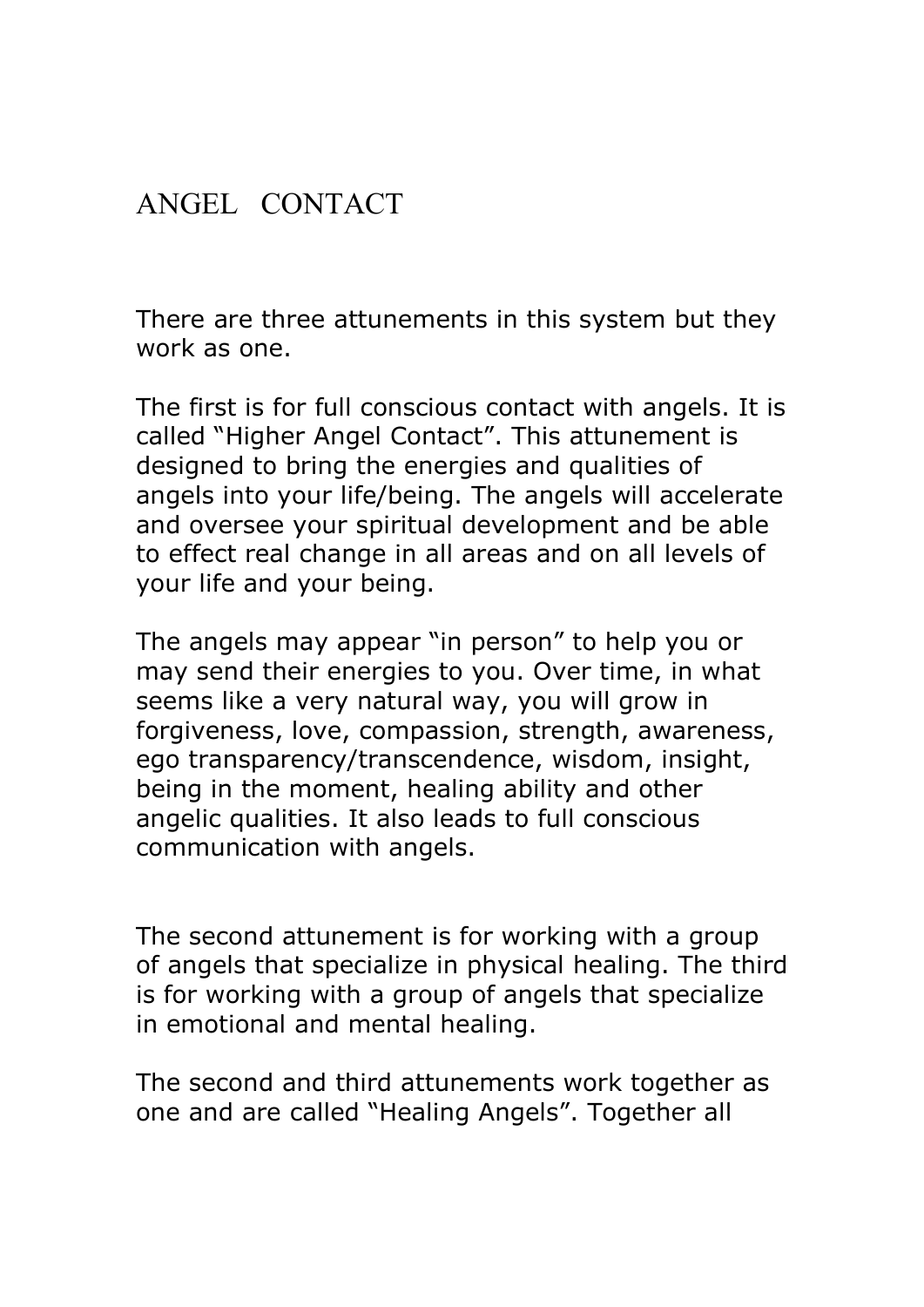# ANGEL CONTACT

There are three attunements in this system but they work as one.

The first is for full conscious contact with angels. It is called "Higher Angel Contact". This attunement is designed to bring the energies and qualities of angels into your life/being. The angels will accelerate and oversee your spiritual development and be able to effect real change in all areas and on all levels of your life and your being.

The angels may appear "in person" to help you or may send their energies to you. Over time, in what seems like a very natural way, you will grow in forgiveness, love, compassion, strength, awareness, ego transparency/transcendence, wisdom, insight, being in the moment, healing ability and other angelic qualities. It also leads to full conscious communication with angels.

The second attunement is for working with a group of angels that specialize in physical healing. The third is for working with a group of angels that specialize in emotional and mental healing.

The second and third attunements work together as one and are called "Healing Angels". Together all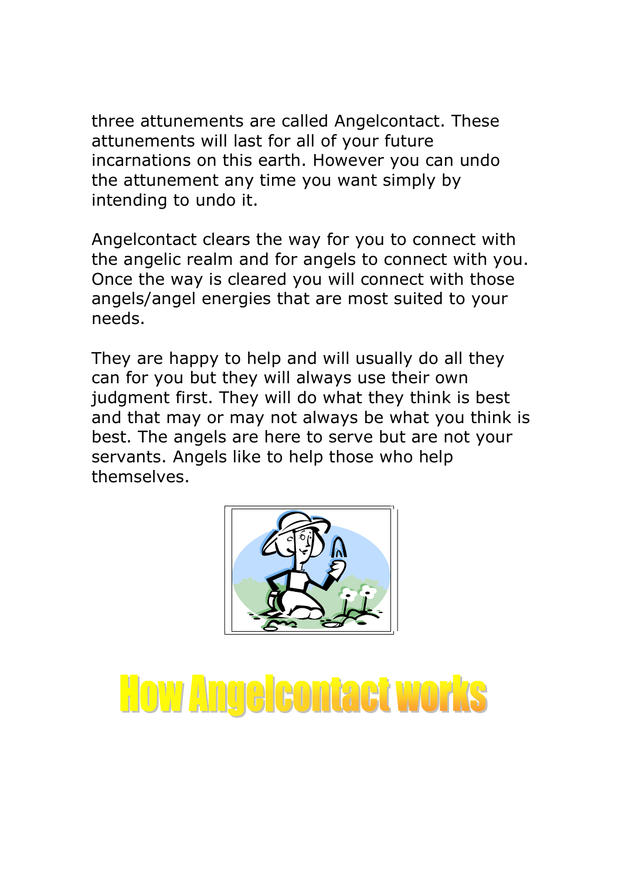three attunements are called Angelcontact. These attunements will last for all of your future incarnations on this earth. However you can undo the attunement any time you want simply by intending to undo it.

Angelcontact clears the way for you to connect with the angelic realm and for angels to connect with you. Once the way is cleared you will connect with those angels/angel energies that are most suited to your needs.

They are happy to help and will usually do all they can for you but they will always use their own judgment first. They will do what they think is best and that may or may not always be what you think is best. The angels are here to serve but are not your servants. Angels like to help those who help themselves.

# How Angelcontact works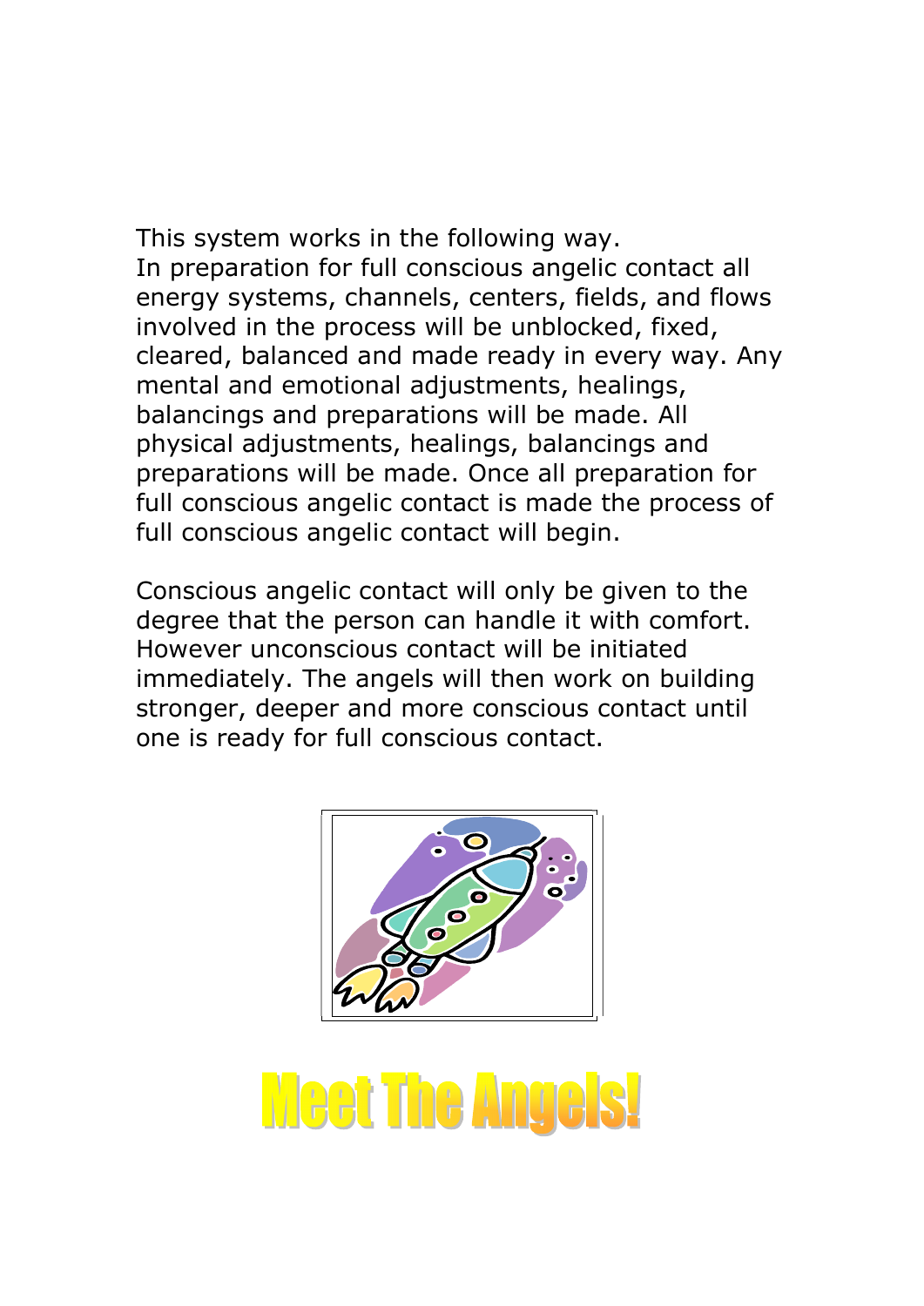This system works in the following way.
In preparation for full conscious angelic contact all energy systems, channels, centers, fields, and flows involved in the process will be unblocked, fixed, cleared, balanced and made ready in every way. Any mental and emotional adjustments, healings, balancings and preparations will be made. All physical adjustments, healings, balancings and preparations will be made. Once all preparation for full conscious angelic contact is made the process of full conscious angelic contact will begin.

Conscious angelic contact will only be given to the degree that the person can handle it with comfort. However unconscious contact will be initiated immediately. The angels will then work on building stronger, deeper and more conscious contact until one is ready for full conscious contact.

# Meet The Angels!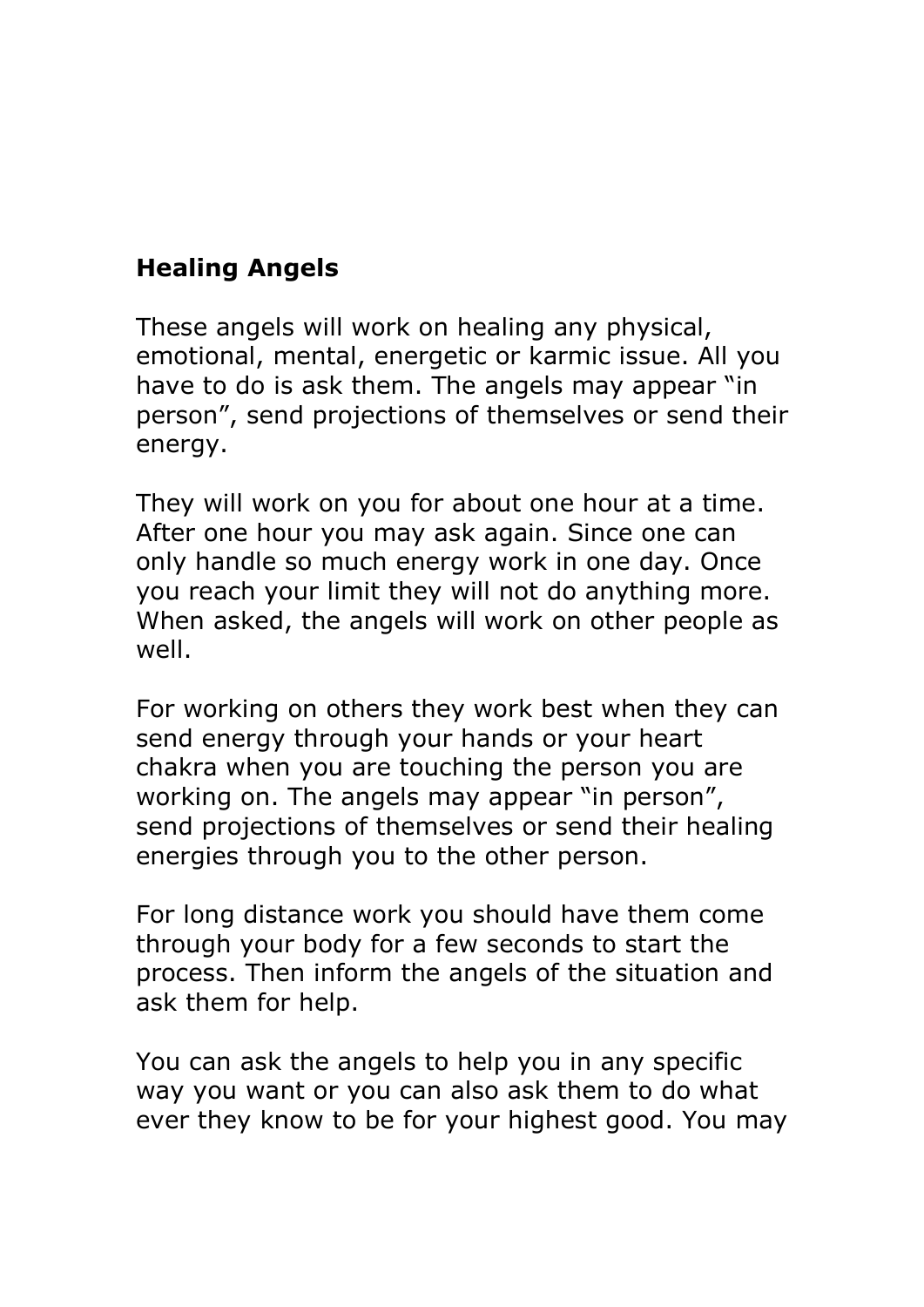**Healing Angels**

These angels will work on healing any physical, emotional, mental, energetic or karmic issue. All you have to do is ask them. The angels may appear "in person", send projections of themselves or send their energy.

They will work on you for about one hour at a time. After one hour you may ask again. Since one can only handle so much energy work in one day. Once you reach your limit they will not do anything more. When asked, the angels will work on other people as well.

For working on others they work best when they can send energy through your hands or your heart chakra when you are touching the person you are working on. The angels may appear "in person", send projections of themselves or send their healing energies through you to the other person.

For long distance work you should have them come through your body for a few seconds to start the process. Then inform the angels of the situation and ask them for help.

You can ask the angels to help you in any specific way you want or you can also ask them to do what ever they know to be for your highest good. You may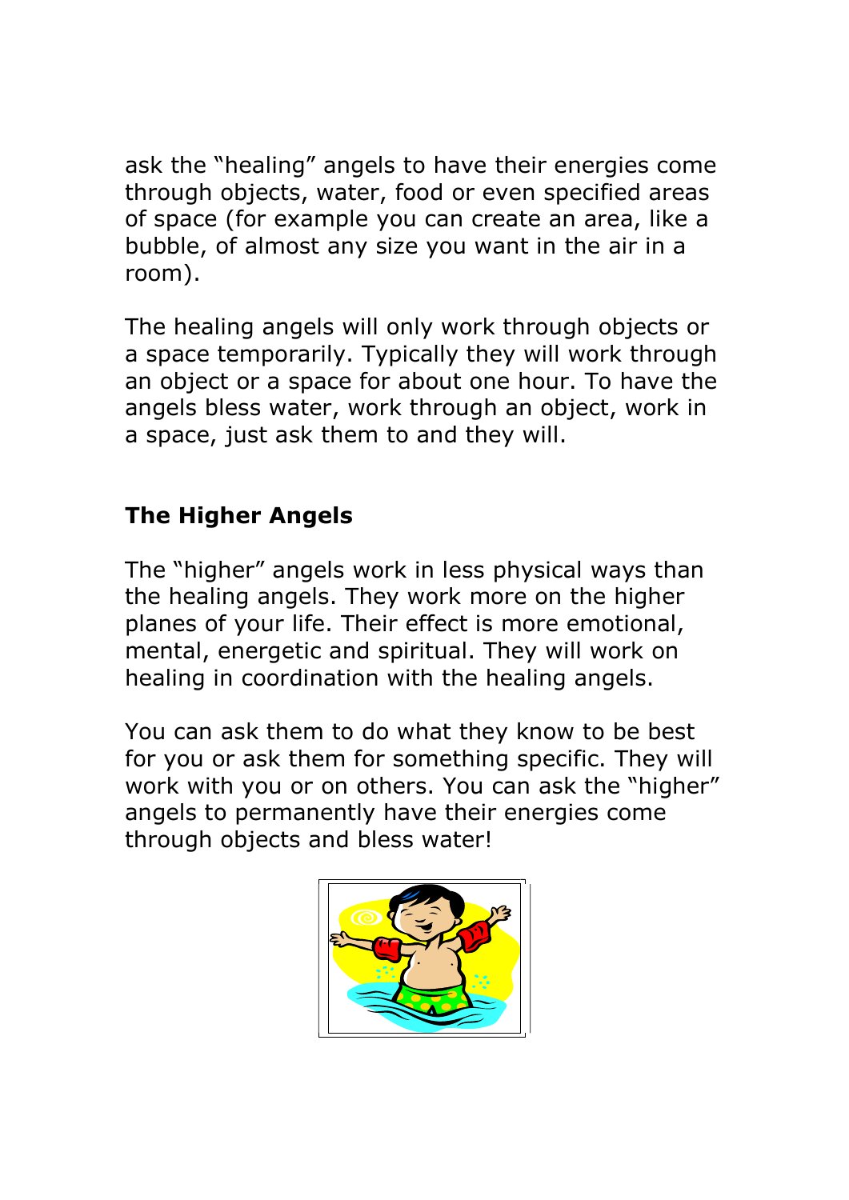ask the "healing" angels to have their energies come through objects, water, food or even specified areas of space (for example you can create an area, like a bubble, of almost any size you want in the air in a room).

The healing angels will only work through objects or a space temporarily. Typically they will work through an object or a space for about one hour. To have the angels bless water, work through an object, work in a space, just ask them to and they will.

## The Higher Angels

The "higher" angels work in less physical ways than the healing angels. They work more on the higher planes of your life. Their effect is more emotional, mental, energetic and spiritual. They will work on healing in coordination with the healing angels.

You can ask them to do what they know to be best for you or ask them for something specific. They will work with you or on others. You can ask the "higher" angels to permanently have their energies come through objects and bless water!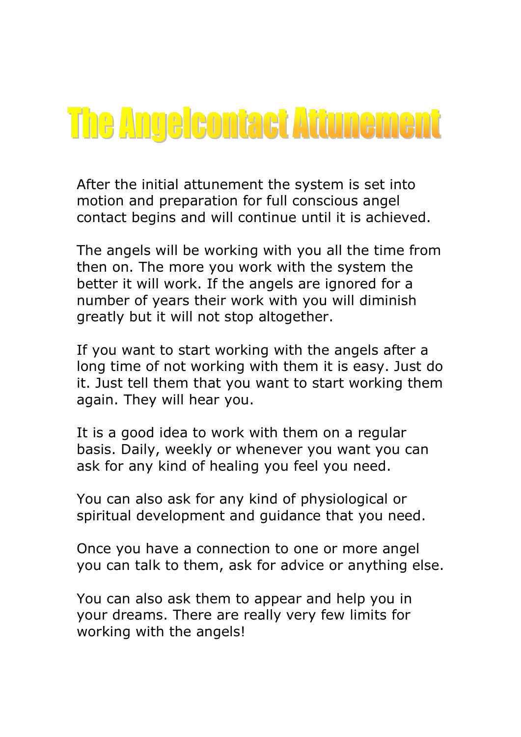# The Angelcontact Attunement

After the initial attunement the system is set into motion and preparation for full conscious angel contact begins and will continue until it is achieved.

The angels will be working with you all the time from then on. The more you work with the system the better it will work. If the angels are ignored for a number of years their work with you will diminish greatly but it will not stop altogether.

If you want to start working with the angels after a long time of not working with them it is easy. Just do it. Just tell them that you want to start working them again. They will hear you.

It is a good idea to work with them on a regular basis. Daily, weekly or whenever you want you can ask for any kind of healing you feel you need.

You can also ask for any kind of physiological or spiritual development and guidance that you need.

Once you have a connection to one or more angel you can talk to them, ask for advice or anything else.

You can also ask them to appear and help you in your dreams. There are really very few limits for working with the angels!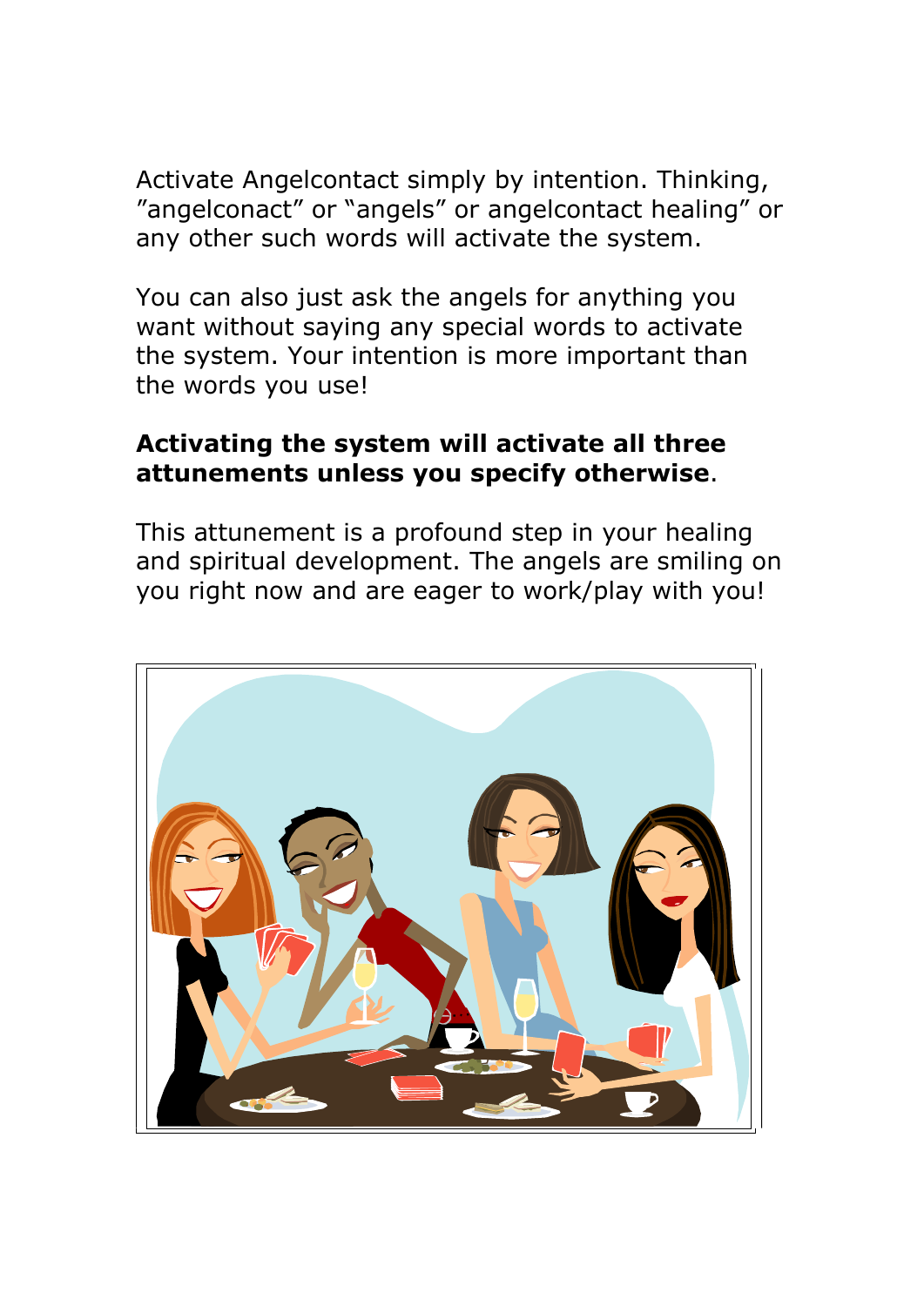Activate Angelcontact simply by intention. Thinking, "angelconact" or "angels" or angelcontact healing" or any other such words will activate the system.

You can also just ask the angels for anything you want without saying any special words to activate the system. Your intention is more important than the words you use!

**Activating the system will activate all three attunements unless you specify otherwise**.

This attunement is a profound step in your healing and spiritual development. The angels are smiling on you right now and are eager to work/play with you!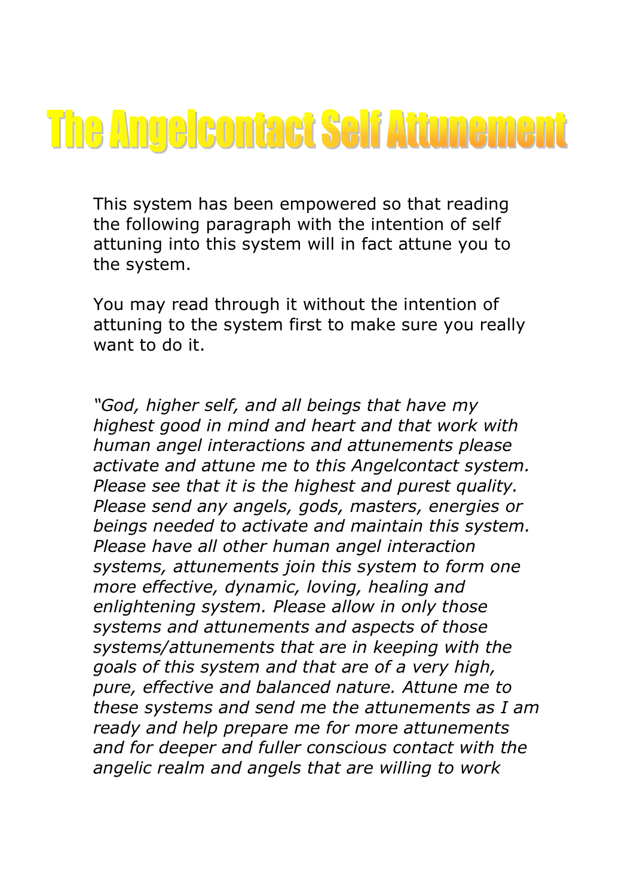# The Angelcontact Self Attunement

This system has been empowered so that reading the following paragraph with the intention of self attuning into this system will in fact attune you to the system.

You may read through it without the intention of attuning to the system first to make sure you really want to do it.

*"God, higher self, and all beings that have my highest good in mind and heart and that work with human angel interactions and attunements please activate and attune me to this Angelcontact system. Please see that it is the highest and purest quality. Please send any angels, gods, masters, energies or beings needed to activate and maintain this system. Please have all other human angel interaction systems, attunements join this system to form one more effective, dynamic, loving, healing and enlightening system. Please allow in only those systems and attunements and aspects of those systems/attunements that are in keeping with the goals of this system and that are of a very high, pure, effective and balanced nature. Attune me to these systems and send me the attunements as I am ready and help prepare me for more attunements and for deeper and fuller conscious contact with the angelic realm and angels that are willing to work*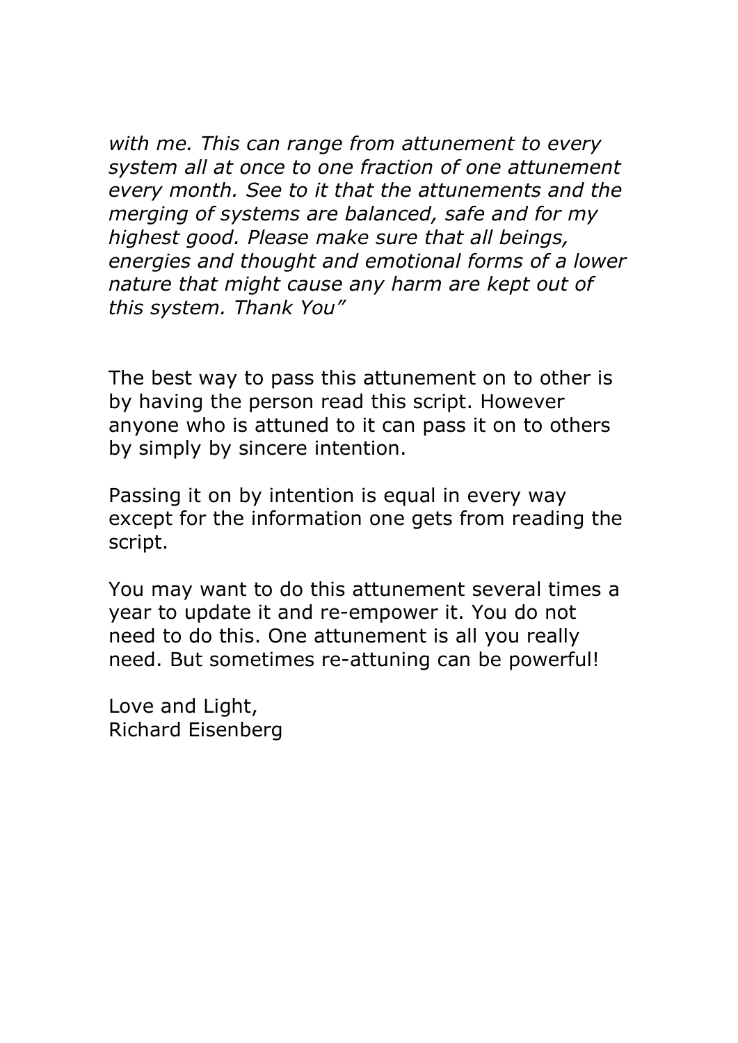*with me. This can range from attunement to every system all at once to one fraction of one attunement every month. See to it that the attunements and the merging of systems are balanced, safe and for my highest good. Please make sure that all beings, energies and thought and emotional forms of a lower nature that might cause any harm are kept out of this system. Thank You"*

The best way to pass this attunement on to other is by having the person read this script. However anyone who is attuned to it can pass it on to others by simply by sincere intention.

Passing it on by intention is equal in every way except for the information one gets from reading the script.

You may want to do this attunement several times a year to update it and re-empower it. You do not need to do this. One attunement is all you really need. But sometimes re-attuning can be powerful!

Love and Light,
Richard Eisenberg